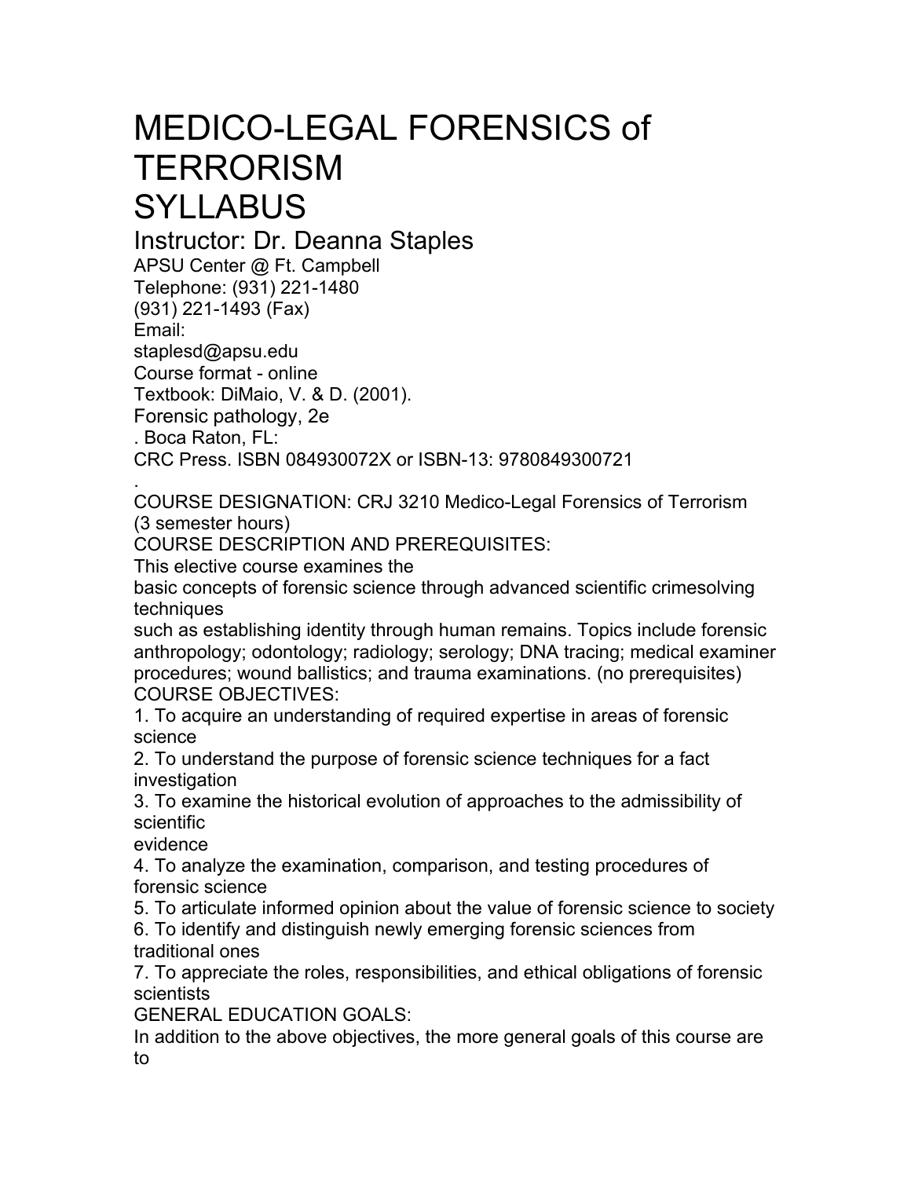# MEDICO-LEGAL FORENSICS of TERRORISM SYLLABUS

## Instructor: Dr. Deanna Staples

APSU Center @ Ft. Campbell
Telephone: (931) 221-1480
(931) 221-1493 (Fax)
Email:
staplesd@apsu.edu
Course format - online
Textbook: DiMaio, V. & D. (2001).
*Forensic pathology, 2e*
. Boca Raton, FL:
CRC Press. ISBN 084930072X or ISBN-13: 9780849300721
.

COURSE DESIGNATION: CRJ 3210 Medico-Legal Forensics of Terrorism (3 semester hours)

COURSE DESCRIPTION AND PREREQUISITES:

This elective course examines the basic concepts of forensic science through advanced scientific crimesolving techniques such as establishing identity through human remains. Topics include forensic anthropology; odontology; radiology; serology; DNA tracing; medical examiner procedures; wound ballistics; and trauma examinations. (no prerequisites)

COURSE OBJECTIVES:

1. To acquire an understanding of required expertise in areas of forensic science
2. To understand the purpose of forensic science techniques for a fact investigation
3. To examine the historical evolution of approaches to the admissibility of scientific evidence
4. To analyze the examination, comparison, and testing procedures of forensic science
5. To articulate informed opinion about the value of forensic science to society
6. To identify and distinguish newly emerging forensic sciences from traditional ones
7. To appreciate the roles, responsibilities, and ethical obligations of forensic scientists

GENERAL EDUCATION GOALS:

In addition to the above objectives, the more general goals of this course are to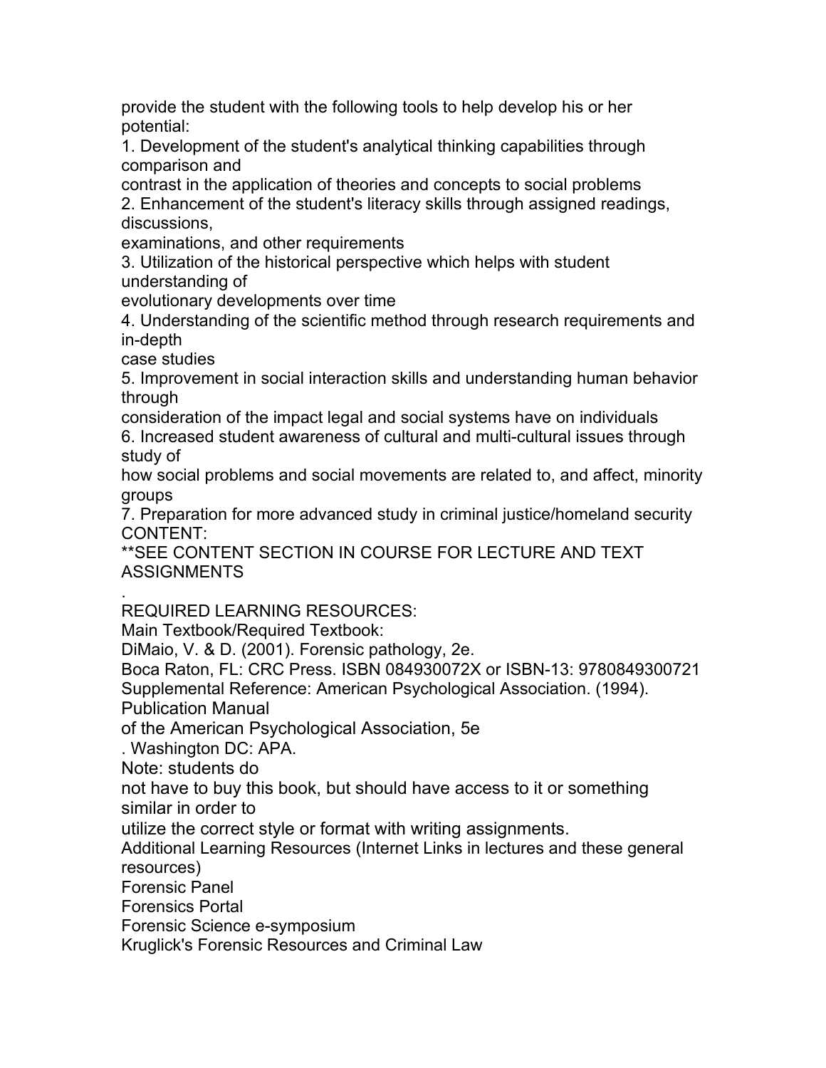provide the student with the following tools to help develop his or her potential:

1. Development of the student's analytical thinking capabilities through comparison and contrast in the application of theories and concepts to social problems
2. Enhancement of the student's literacy skills through assigned readings, discussions, examinations, and other requirements
3. Utilization of the historical perspective which helps with student understanding of evolutionary developments over time
4. Understanding of the scientific method through research requirements and in-depth case studies
5. Improvement in social interaction skills and understanding human behavior through consideration of the impact legal and social systems have on individuals
6. Increased student awareness of cultural and multi-cultural issues through study of how social problems and social movements are related to, and affect, minority groups
7. Preparation for more advanced study in criminal justice/homeland security

CONTENT:

**SEE CONTENT SECTION IN COURSE FOR LECTURE AND TEXT ASSIGNMENTS

.

REQUIRED LEARNING RESOURCES:

Main Textbook/Required Textbook:

DiMaio, V. & D. (2001). Forensic pathology, 2e.
Boca Raton, FL: CRC Press. ISBN 084930072X or ISBN-13: 9780849300721

Supplemental Reference: American Psychological Association. (1994). Publication Manual of the American Psychological Association, 5e. Washington DC: APA.

Note: students do not have to buy this book, but should have access to it or something similar in order to utilize the correct style or format with writing assignments.

Additional Learning Resources (Internet Links in lectures and these general resources)

Forensic Panel
Forensics Portal
Forensic Science e-symposium
Kruglick's Forensic Resources and Criminal Law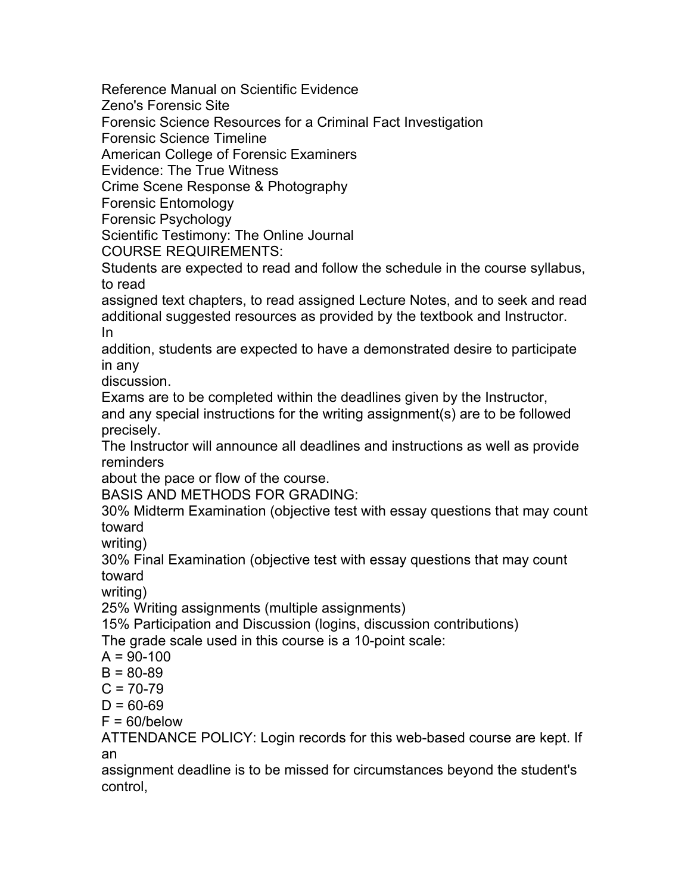Reference Manual on Scientific Evidence
Zeno's Forensic Site
Forensic Science Resources for a Criminal Fact Investigation
Forensic Science Timeline
American College of Forensic Examiners
Evidence: The True Witness
Crime Scene Response & Photography
Forensic Entomology
Forensic Psychology
Scientific Testimony: The Online Journal

## COURSE REQUIREMENTS:

Students are expected to read and follow the schedule in the course syllabus, to read assigned text chapters, to read assigned Lecture Notes, and to seek and read additional suggested resources as provided by the textbook and Instructor. In addition, students are expected to have a demonstrated desire to participate in any discussion.

Exams are to be completed within the deadlines given by the Instructor, and any special instructions for the writing assignment(s) are to be followed precisely.

The Instructor will announce all deadlines and instructions as well as provide reminders about the pace or flow of the course.

## BASIS AND METHODS FOR GRADING:

30% Midterm Examination (objective test with essay questions that may count toward writing)
30% Final Examination (objective test with essay questions that may count toward writing)
25% Writing assignments (multiple assignments)
15% Participation and Discussion (logins, discussion contributions)

The grade scale used in this course is a 10-point scale:

A = 90-100
B = 80-89
C = 70-79
D = 60-69
F = 60/below

ATTENDANCE POLICY: Login records for this web-based course are kept. If an assignment deadline is to be missed for circumstances beyond the student's control,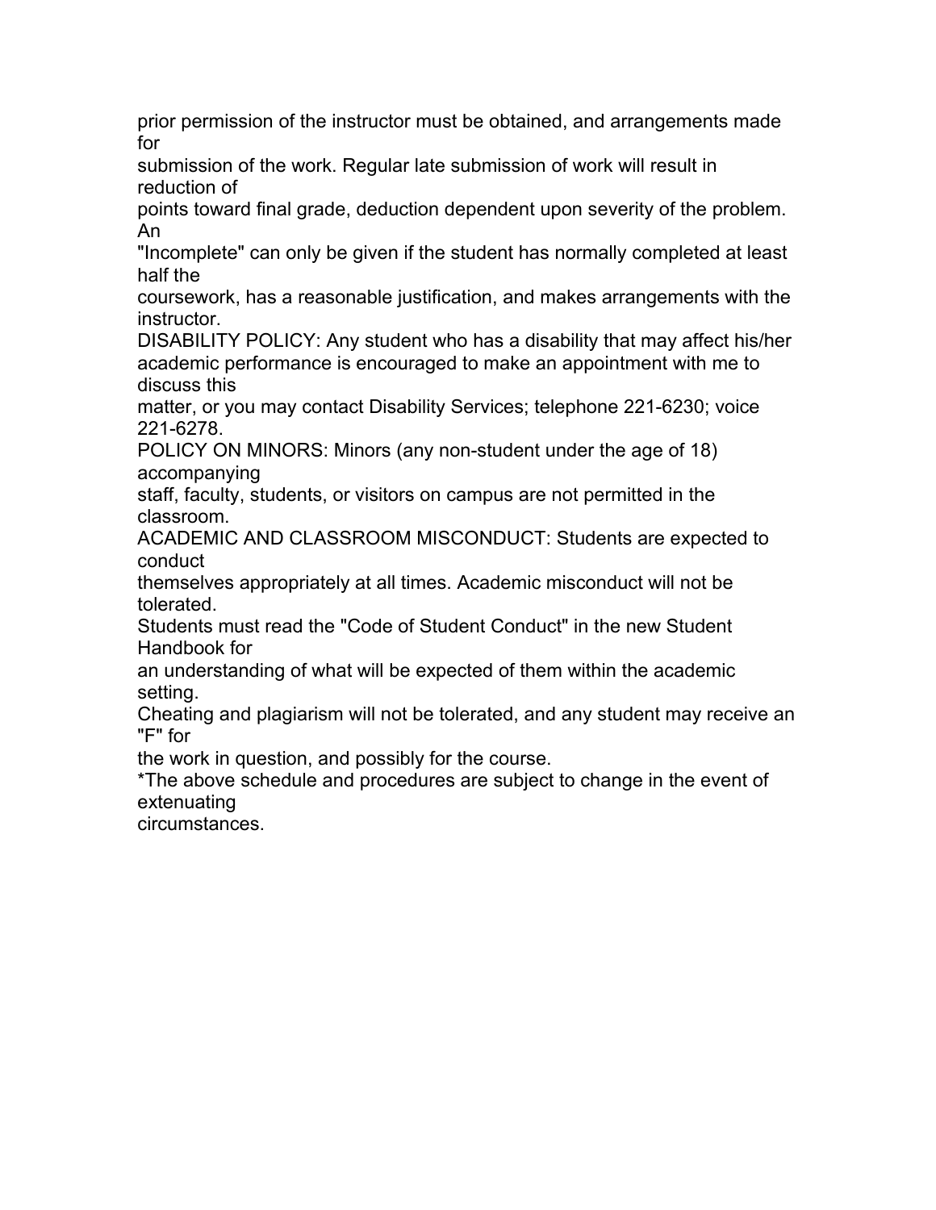prior permission of the instructor must be obtained, and arrangements made for submission of the work. Regular late submission of work will result in reduction of points toward final grade, deduction dependent upon severity of the problem. An "Incomplete" can only be given if the student has normally completed at least half the coursework, has a reasonable justification, and makes arrangements with the instructor.

DISABILITY POLICY: Any student who has a disability that may affect his/her academic performance is encouraged to make an appointment with me to discuss this matter, or you may contact Disability Services; telephone 221-6230; voice 221-6278.

POLICY ON MINORS: Minors (any non-student under the age of 18) accompanying staff, faculty, students, or visitors on campus are not permitted in the classroom.

ACADEMIC AND CLASSROOM MISCONDUCT: Students are expected to conduct themselves appropriately at all times. Academic misconduct will not be tolerated. Students must read the "Code of Student Conduct" in the new Student Handbook for an understanding of what will be expected of them within the academic setting. Cheating and plagiarism will not be tolerated, and any student may receive an "F" for the work in question, and possibly for the course.

*The above schedule and procedures are subject to change in the event of extenuating circumstances.